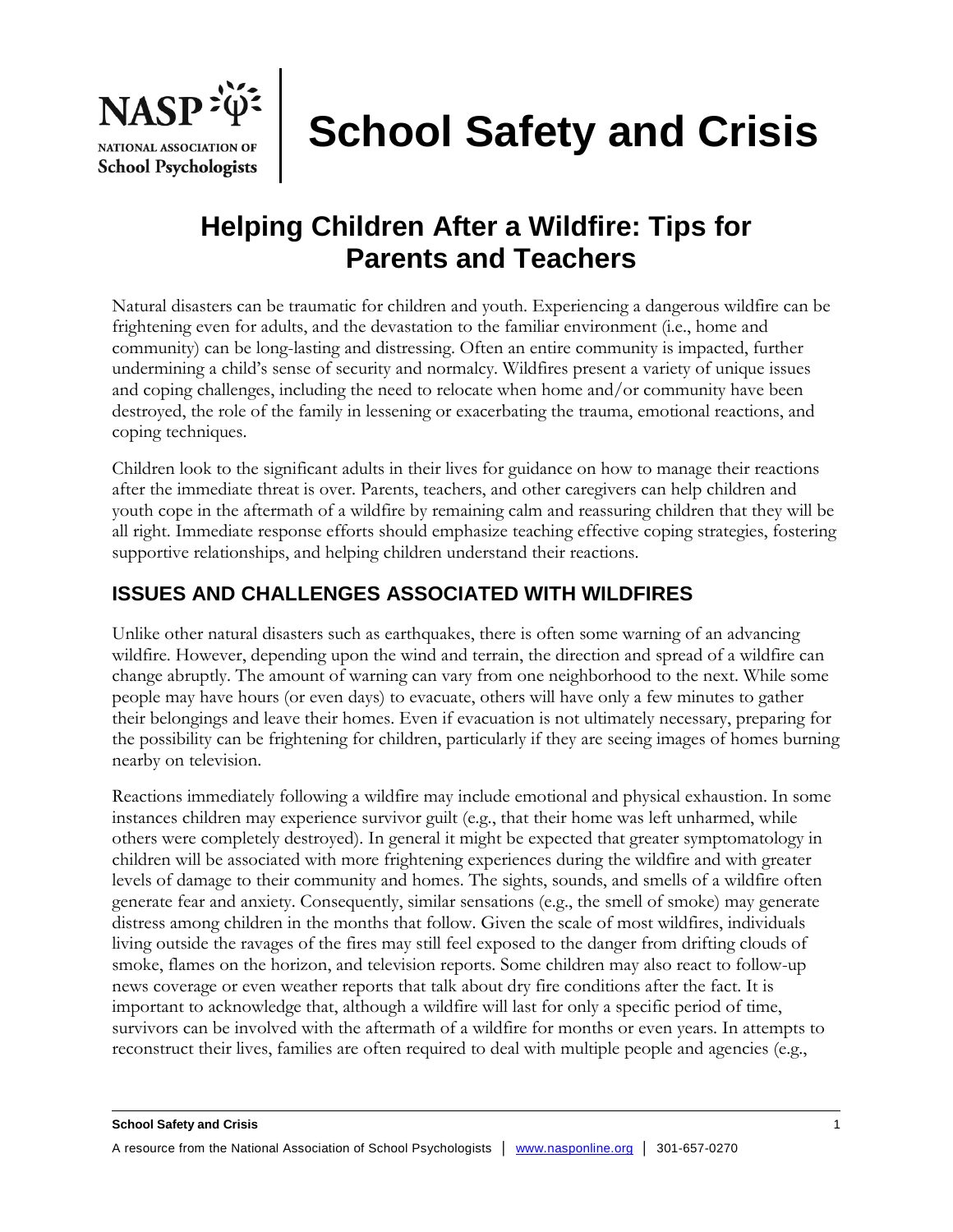NASP

NATIONAL ASSOCIATION OF School Psychologists

# School Safety and Crisis

## Helping Children After a Wildfire: Tips for Parents and Teachers

Natural disasters can be traumatic for children and youth. Experiencing a dangerous wildfire can be frightening even for adults, and the devastation to the familiar environment (i.e., home and community) can be long-lasting and distressing. Often an entire community is impacted, further undermining a child's sense of security and normalcy. Wildfires present a variety of unique issues and coping challenges, including the need to relocate when home and/or community have been destroyed, the role of the family in lessening or exacerbating the trauma, emotional reactions, and coping techniques.

Children look to the significant adults in their lives for guidance on how to manage their reactions after the immediate threat is over. Parents, teachers, and other caregivers can help children and youth cope in the aftermath of a wildfire by remaining calm and reassuring children that they will be all right. Immediate response efforts should emphasize teaching effective coping strategies, fostering supportive relationships, and helping children understand their reactions.

### ISSUES AND CHALLENGES ASSOCIATED WITH WILDFIRES

Unlike other natural disasters such as earthquakes, there is often some warning of an advancing wildfire. However, depending upon the wind and terrain, the direction and spread of a wildfire can change abruptly. The amount of warning can vary from one neighborhood to the next. While some people may have hours (or even days) to evacuate, others will have only a few minutes to gather their belongings and leave their homes. Even if evacuation is not ultimately necessary, preparing for the possibility can be frightening for children, particularly if they are seeing images of homes burning nearby on television.

Reactions immediately following a wildfire may include emotional and physical exhaustion. In some instances children may experience survivor guilt (e.g., that their home was left unharmed, while others were completely destroyed). In general it might be expected that greater symptomatology in children will be associated with more frightening experiences during the wildfire and with greater levels of damage to their community and homes. The sights, sounds, and smells of a wildfire often generate fear and anxiety. Consequently, similar sensations (e.g., the smell of smoke) may generate distress among children in the months that follow. Given the scale of most wildfires, individuals living outside the ravages of the fires may still feel exposed to the danger from drifting clouds of smoke, flames on the horizon, and television reports. Some children may also react to follow-up news coverage or even weather reports that talk about dry fire conditions after the fact. It is important to acknowledge that, although a wildfire will last for only a specific period of time, survivors can be involved with the aftermath of a wildfire for months or even years. In attempts to reconstruct their lives, families are often required to deal with multiple people and agencies (e.g.,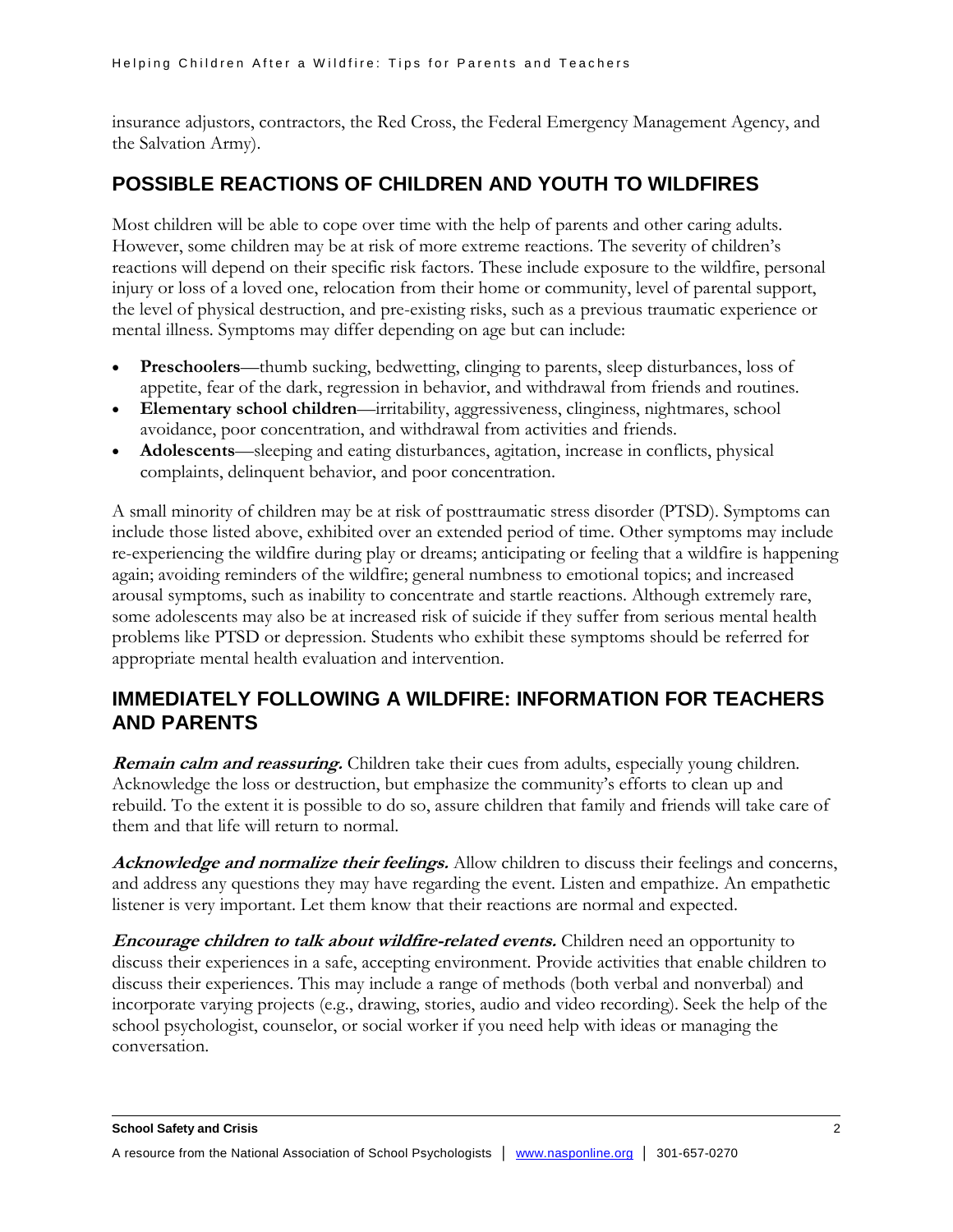insurance adjustors, contractors, the Red Cross, the Federal Emergency Management Agency, and the Salvation Army).

## POSSIBLE REACTIONS OF CHILDREN AND YOUTH TO WILDFIRES

Most children will be able to cope over time with the help of parents and other caring adults. However, some children may be at risk of more extreme reactions. The severity of children's reactions will depend on their specific risk factors. These include exposure to the wildfire, personal injury or loss of a loved one, relocation from their home or community, level of parental support, the level of physical destruction, and pre-existing risks, such as a previous traumatic experience or mental illness. Symptoms may differ depending on age but can include:

- **Preschoolers**—thumb sucking, bedwetting, clinging to parents, sleep disturbances, loss of appetite, fear of the dark, regression in behavior, and withdrawal from friends and routines.
- **Elementary school children**—irritability, aggressiveness, clinginess, nightmares, school avoidance, poor concentration, and withdrawal from activities and friends.
- **Adolescents**—sleeping and eating disturbances, agitation, increase in conflicts, physical complaints, delinquent behavior, and poor concentration.

A small minority of children may be at risk of posttraumatic stress disorder (PTSD). Symptoms can include those listed above, exhibited over an extended period of time. Other symptoms may include re-experiencing the wildfire during play or dreams; anticipating or feeling that a wildfire is happening again; avoiding reminders of the wildfire; general numbness to emotional topics; and increased arousal symptoms, such as inability to concentrate and startle reactions. Although extremely rare, some adolescents may also be at increased risk of suicide if they suffer from serious mental health problems like PTSD or depression. Students who exhibit these symptoms should be referred for appropriate mental health evaluation and intervention.

## IMMEDIATELY FOLLOWING A WILDFIRE: INFORMATION FOR TEACHERS AND PARENTS

***Remain calm and reassuring.*** Children take their cues from adults, especially young children. Acknowledge the loss or destruction, but emphasize the community's efforts to clean up and rebuild. To the extent it is possible to do so, assure children that family and friends will take care of them and that life will return to normal.

***Acknowledge and normalize their feelings.*** Allow children to discuss their feelings and concerns, and address any questions they may have regarding the event. Listen and empathize. An empathetic listener is very important. Let them know that their reactions are normal and expected.

***Encourage children to talk about wildfire-related events.*** Children need an opportunity to discuss their experiences in a safe, accepting environment. Provide activities that enable children to discuss their experiences. This may include a range of methods (both verbal and nonverbal) and incorporate varying projects (e.g., drawing, stories, audio and video recording). Seek the help of the school psychologist, counselor, or social worker if you need help with ideas or managing the conversation.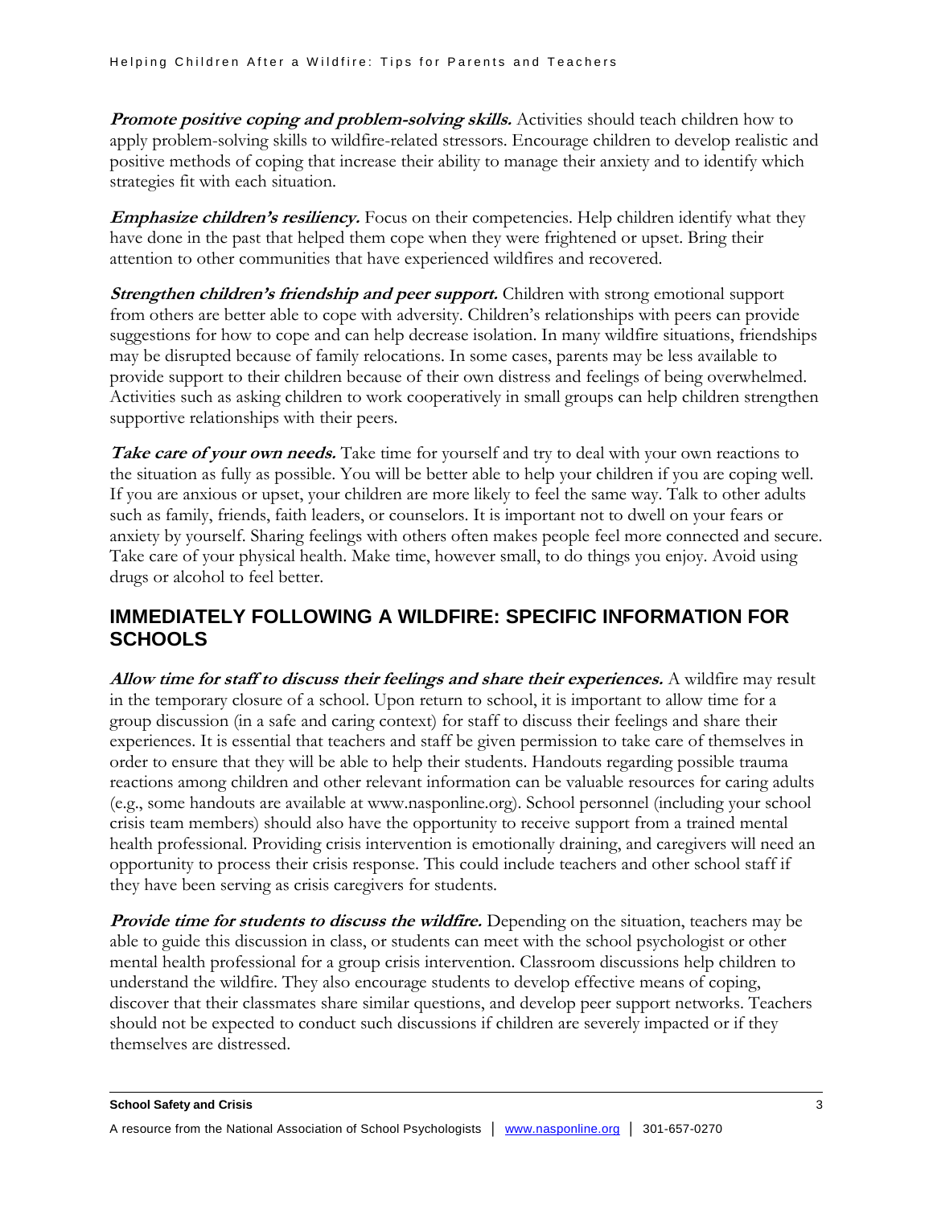***Promote positive coping and problem-solving skills.*** Activities should teach children how to apply problem-solving skills to wildfire-related stressors. Encourage children to develop realistic and positive methods of coping that increase their ability to manage their anxiety and to identify which strategies fit with each situation.

***Emphasize children's resiliency.*** Focus on their competencies. Help children identify what they have done in the past that helped them cope when they were frightened or upset. Bring their attention to other communities that have experienced wildfires and recovered.

***Strengthen children's friendship and peer support.*** Children with strong emotional support from others are better able to cope with adversity. Children's relationships with peers can provide suggestions for how to cope and can help decrease isolation. In many wildfire situations, friendships may be disrupted because of family relocations. In some cases, parents may be less available to provide support to their children because of their own distress and feelings of being overwhelmed. Activities such as asking children to work cooperatively in small groups can help children strengthen supportive relationships with their peers.

***Take care of your own needs.*** Take time for yourself and try to deal with your own reactions to the situation as fully as possible. You will be better able to help your children if you are coping well. If you are anxious or upset, your children are more likely to feel the same way. Talk to other adults such as family, friends, faith leaders, or counselors. It is important not to dwell on your fears or anxiety by yourself. Sharing feelings with others often makes people feel more connected and secure. Take care of your physical health. Make time, however small, to do things you enjoy. Avoid using drugs or alcohol to feel better.

## IMMEDIATELY FOLLOWING A WILDFIRE: SPECIFIC INFORMATION FOR SCHOOLS

***Allow time for staff to discuss their feelings and share their experiences.*** A wildfire may result in the temporary closure of a school. Upon return to school, it is important to allow time for a group discussion (in a safe and caring context) for staff to discuss their feelings and share their experiences. It is essential that teachers and staff be given permission to take care of themselves in order to ensure that they will be able to help their students. Handouts regarding possible trauma reactions among children and other relevant information can be valuable resources for caring adults (e.g., some handouts are available at www.nasponline.org). School personnel (including your school crisis team members) should also have the opportunity to receive support from a trained mental health professional. Providing crisis intervention is emotionally draining, and caregivers will need an opportunity to process their crisis response. This could include teachers and other school staff if they have been serving as crisis caregivers for students.

***Provide time for students to discuss the wildfire.*** Depending on the situation, teachers may be able to guide this discussion in class, or students can meet with the school psychologist or other mental health professional for a group crisis intervention. Classroom discussions help children to understand the wildfire. They also encourage students to develop effective means of coping, discover that their classmates share similar questions, and develop peer support networks. Teachers should not be expected to conduct such discussions if children are severely impacted or if they themselves are distressed.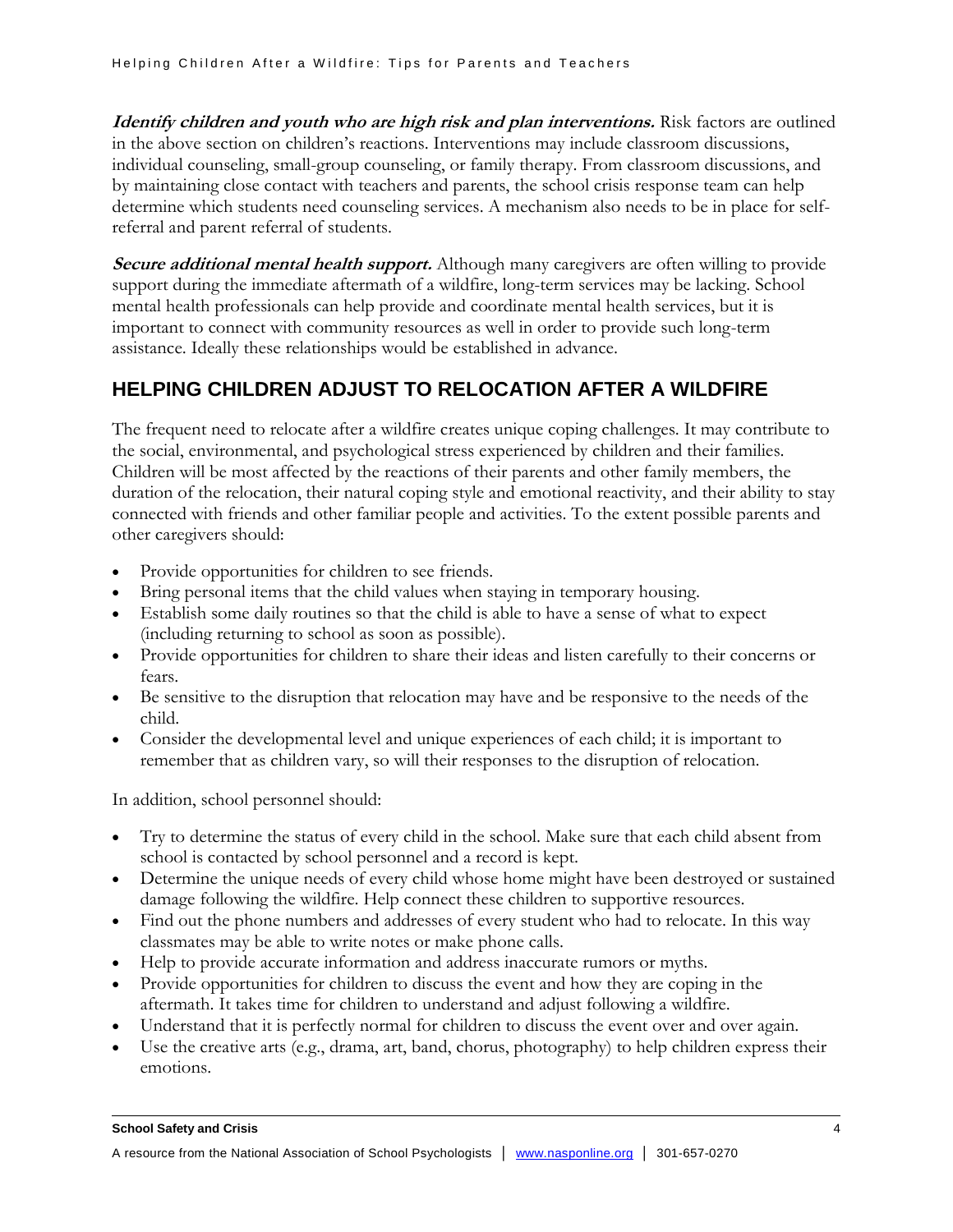***Identify children and youth who are high risk and plan interventions.*** Risk factors are outlined in the above section on children's reactions. Interventions may include classroom discussions, individual counseling, small-group counseling, or family therapy. From classroom discussions, and by maintaining close contact with teachers and parents, the school crisis response team can help determine which students need counseling services. A mechanism also needs to be in place for self-referral and parent referral of students.

***Secure additional mental health support.*** Although many caregivers are often willing to provide support during the immediate aftermath of a wildfire, long-term services may be lacking. School mental health professionals can help provide and coordinate mental health services, but it is important to connect with community resources as well in order to provide such long-term assistance. Ideally these relationships would be established in advance.

## HELPING CHILDREN ADJUST TO RELOCATION AFTER A WILDFIRE

The frequent need to relocate after a wildfire creates unique coping challenges. It may contribute to the social, environmental, and psychological stress experienced by children and their families. Children will be most affected by the reactions of their parents and other family members, the duration of the relocation, their natural coping style and emotional reactivity, and their ability to stay connected with friends and other familiar people and activities. To the extent possible parents and other caregivers should:

- Provide opportunities for children to see friends.
- Bring personal items that the child values when staying in temporary housing.
- Establish some daily routines so that the child is able to have a sense of what to expect (including returning to school as soon as possible).
- Provide opportunities for children to share their ideas and listen carefully to their concerns or fears.
- Be sensitive to the disruption that relocation may have and be responsive to the needs of the child.
- Consider the developmental level and unique experiences of each child; it is important to remember that as children vary, so will their responses to the disruption of relocation.

In addition, school personnel should:

- Try to determine the status of every child in the school. Make sure that each child absent from school is contacted by school personnel and a record is kept.
- Determine the unique needs of every child whose home might have been destroyed or sustained damage following the wildfire. Help connect these children to supportive resources.
- Find out the phone numbers and addresses of every student who had to relocate. In this way classmates may be able to write notes or make phone calls.
- Help to provide accurate information and address inaccurate rumors or myths.
- Provide opportunities for children to discuss the event and how they are coping in the aftermath. It takes time for children to understand and adjust following a wildfire.
- Understand that it is perfectly normal for children to discuss the event over and over again.
- Use the creative arts (e.g., drama, art, band, chorus, photography) to help children express their emotions.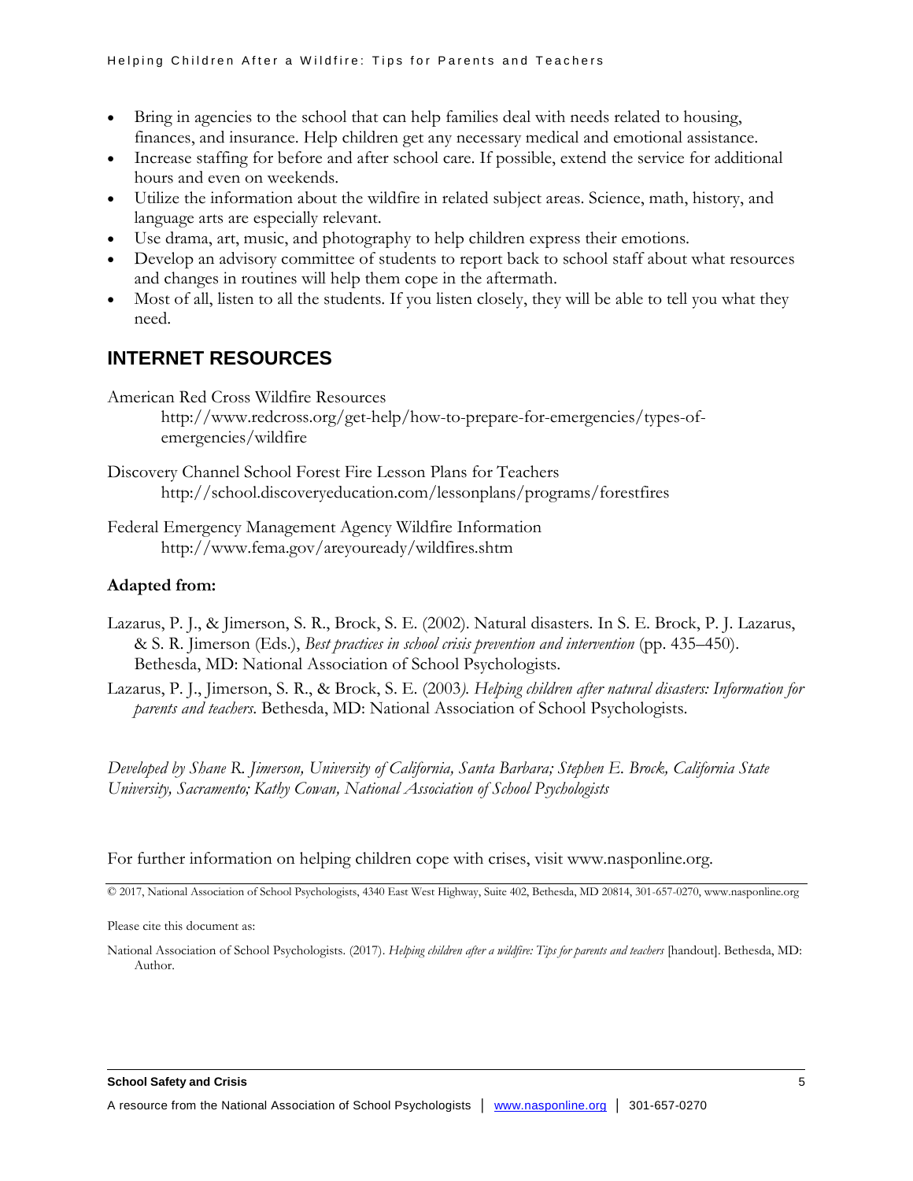- Bring in agencies to the school that can help families deal with needs related to housing, finances, and insurance. Help children get any necessary medical and emotional assistance.
- Increase staffing for before and after school care. If possible, extend the service for additional hours and even on weekends.
- Utilize the information about the wildfire in related subject areas. Science, math, history, and language arts are especially relevant.
- Use drama, art, music, and photography to help children express their emotions.
- Develop an advisory committee of students to report back to school staff about what resources and changes in routines will help them cope in the aftermath.
- Most of all, listen to all the students. If you listen closely, they will be able to tell you what they need.

## INTERNET RESOURCES

American Red Cross Wildfire Resources
http://www.redcross.org/get-help/how-to-prepare-for-emergencies/types-of-emergencies/wildfire

Discovery Channel School Forest Fire Lesson Plans for Teachers
http://school.discoveryeducation.com/lessonplans/programs/forestfires

Federal Emergency Management Agency Wildfire Information
http://www.fema.gov/areyouready/wildfires.shtm

**Adapted from:**

Lazarus, P. J., & Jimerson, S. R., Brock, S. E. (2002). Natural disasters. In S. E. Brock, P. J. Lazarus, & S. R. Jimerson (Eds.), *Best practices in school crisis prevention and intervention* (pp. 435–450). Bethesda, MD: National Association of School Psychologists.

Lazarus, P. J., Jimerson, S. R., & Brock, S. E. (2003). *Helping children after natural disasters: Information for parents and teachers.* Bethesda, MD: National Association of School Psychologists.

*Developed by Shane R. Jimerson, University of California, Santa Barbara; Stephen E. Brock, California State University, Sacramento; Kathy Cowan, National Association of School Psychologists*

For further information on helping children cope with crises, visit www.nasponline.org.

© 2017, National Association of School Psychologists, 4340 East West Highway, Suite 402, Bethesda, MD 20814, 301-657-0270, www.nasponline.org

Please cite this document as:

National Association of School Psychologists. (2017). *Helping children after a wildfire: Tips for parents and teachers* [handout]. Bethesda, MD: Author.